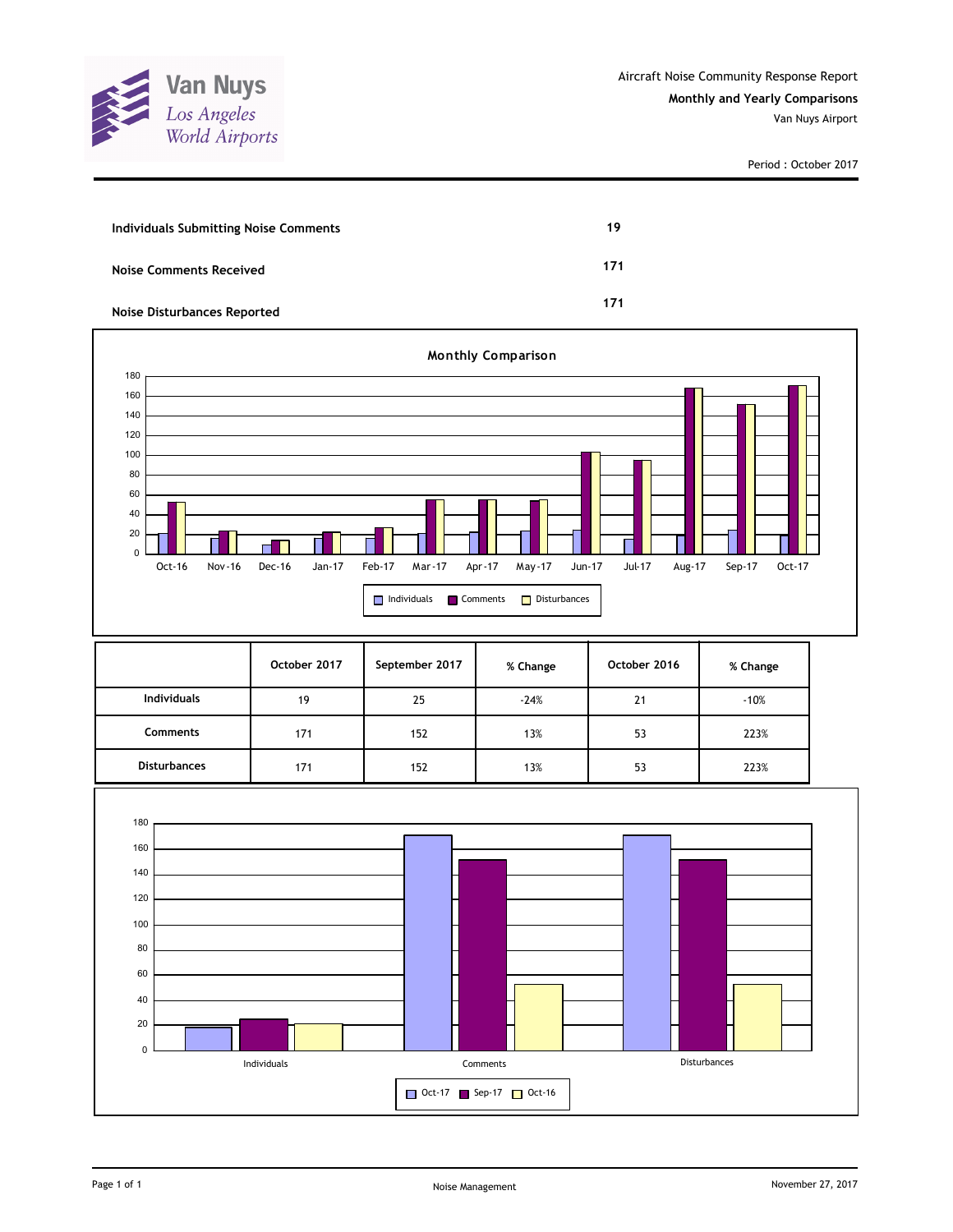Van Nuys
Los Angeles
World Airports

Aircraft Noise Community Response Report

**Monthly and Yearly Comparisons**

Van Nuys Airport

Period : October 2017

| | |
|---|---|
| **Individuals Submitting Noise Comments** | **19** |
| **Noise Comments Received** | **171** |
| **Noise Disturbances Reported** | **171** |

**Monthly Comparison**

| | October 2017 | September 2017 | % Change | October 2016 | % Change |
|---|---|---|---|---|---|
| **Individuals** | 19 | 25 | -24% | 21 | -10% |
| **Comments** | 171 | 152 | 13% | 53 | 223% |
| **Disturbances** | 171 | 152 | 13% | 53 | 223% |

Noise Management

November 27, 2017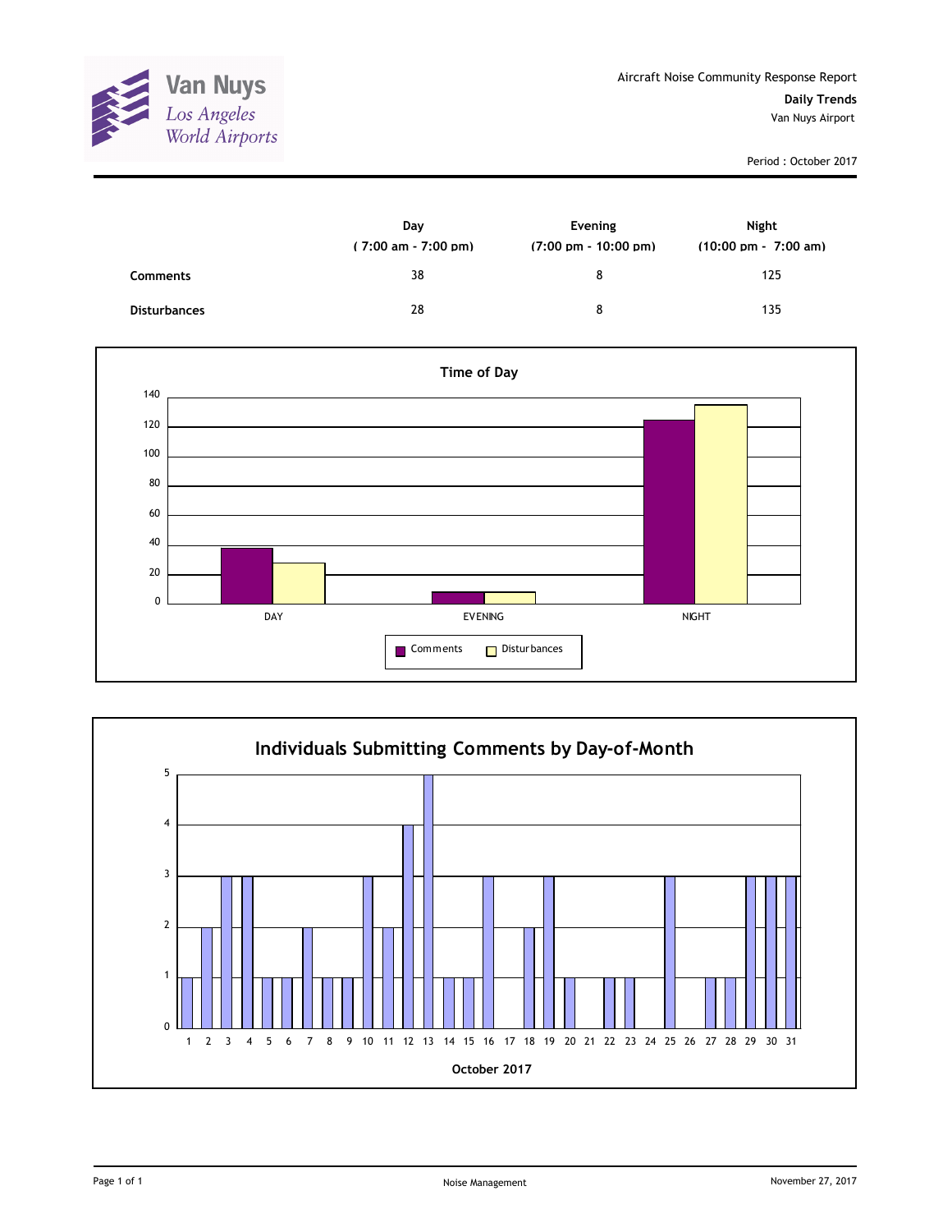Aircraft Noise Community Response Report

**Daily Trends**

Van Nuys Airport

Period : October 2017

| | Day ( 7:00 am - 7:00 pm) | Evening (7:00 pm - 10:00 pm) | Night (10:00 pm - 7:00 am) |
|---|---|---|---|
| **Comments** | 38 | 8 | 125 |
| **Disturbances** | 28 | 8 | 135 |

## Time of Day

| | DAY | EVENING | NIGHT |
|---|---|---|---|
| Comments | 38 | 8 | 125 |
| Disturbances | 28 | 8 | 135 |

## Individuals Submitting Comments by Day-of-Month

October 2017

| Day | 1 | 2 | 3 | 4 | 5 | 6 | 7 | 8 | 9 | 10 | 11 | 12 | 13 | 14 | 15 | 16 | 17 | 18 | 19 | 20 | 21 | 22 | 23 | 24 | 25 | 26 | 27 | 28 | 29 | 30 | 31 |
|---|---|---|---|---|---|---|---|---|---|---|---|---|---|---|---|---|---|---|---|---|---|---|---|---|---|---|---|---|---|---|---|
| Individuals | 1 | 2 | 3 | 3 | 1 | 1 | 2 | 1 | 1 | 3 | 2 | 4 | 5 | 1 | 1 | 3 | 0 | 2 | 3 | 1 | 0 | 1 | 1 | 0 | 3 | 0 | 1 | 1 | 3 | 3 | 3 |

Noise Management

November 27, 2017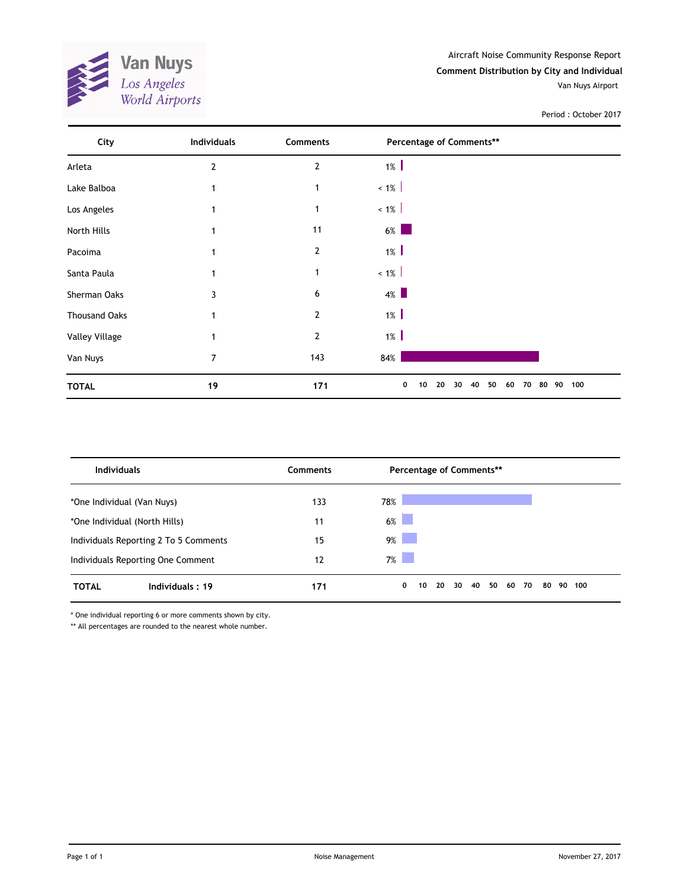Van Nuys
Los Angeles World Airports

Aircraft Noise Community Response Report

**Comment Distribution by City and Individual**

Van Nuys Airport

Period : October 2017

| City | Individuals | Comments | Percentage of Comments** |
|---|---|---|---|
| Arleta | 2 | 2 | 1% |
| Lake Balboa | 1 | 1 | < 1% |
| Los Angeles | 1 | 1 | < 1% |
| North Hills | 1 | 11 | 6% |
| Pacoima | 1 | 2 | 1% |
| Santa Paula | 1 | 1 | < 1% |
| Sherman Oaks | 3 | 6 | 4% |
| Thousand Oaks | 1 | 2 | 1% |
| Valley Village | 1 | 2 | 1% |
| Van Nuys | 7 | 143 | 84% |
| **TOTAL** | **19** | **171** | |

| Individuals | Comments | Percentage of Comments** |
|---|---|---|
| *One Individual (Van Nuys) | 133 | 78% |
| *One Individual (North Hills) | 11 | 6% |
| Individuals Reporting 2 To 5 Comments | 15 | 9% |
| Individuals Reporting One Comment | 12 | 7% |
| **TOTAL** **Individuals : 19** | **171** | |

* One individual reporting 6 or more comments shown by city.

** All percentages are rounded to the nearest whole number.

Noise Management

November 27, 2017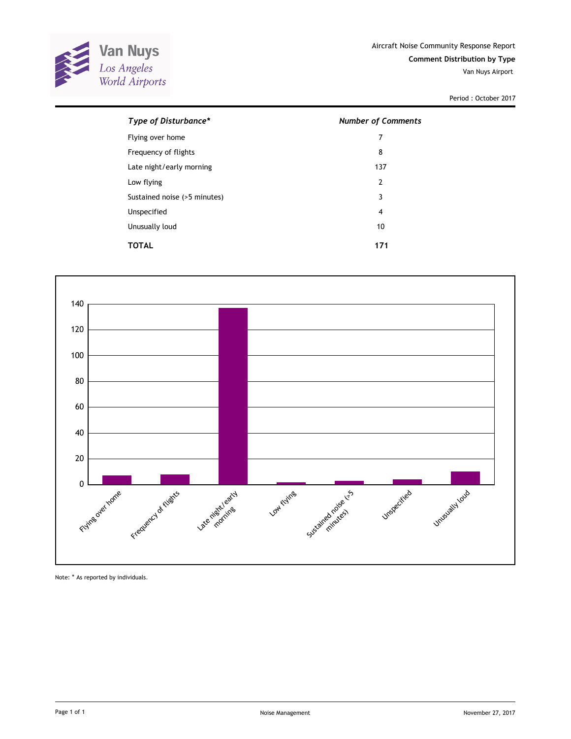Van Nuys
Los Angeles
World Airports

Aircraft Noise Community Response Report

**Comment Distribution by Type**

Van Nuys Airport

Period : October 2017

| *Type of Disturbance** | *Number of Comments* |
| --- | --- |
| Flying over home | 7 |
| Frequency of flights | 8 |
| Late night/early morning | 137 |
| Low flying | 2 |
| Sustained noise (>5 minutes) | 3 |
| Unspecified | 4 |
| Unusually loud | 10 |
| **TOTAL** | **171** |

Note: * As reported by individuals.

Noise Management

November 27, 2017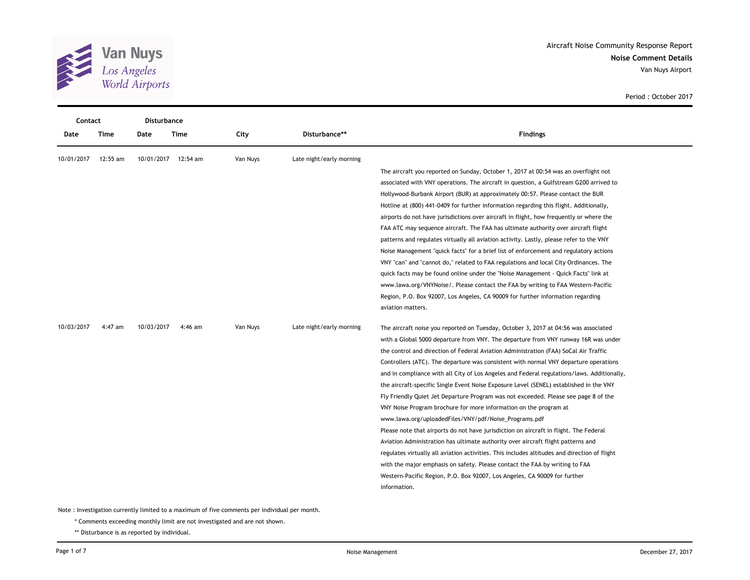Aircraft Noise Community Response Report
**Noise Comment Details**
Van Nuys Airport

Period : October 2017

| Contact | | Disturbance | | | | |
|---|---|---|---|---|---|---|
| Date | Time | Date | Time | City | Disturbance** | Findings |
| 10/01/2017 | 12:55 am | 10/01/2017 | 12:54 am | Van Nuys | Late night/early morning | The aircraft you reported on Sunday, October 1, 2017 at 00:54 was an overflight not associated with VNY operations. The aircraft in question, a Gulfstream G200 arrived to Hollywood-Burbank Airport (BUR) at approximately 00:57. Please contact the BUR Hotline at (800) 441-0409 for further information regarding this flight. Additionally, airports do not have jurisdictions over aircraft in flight, how frequently or where the FAA ATC may sequence aircraft. The FAA has ultimate authority over aircraft flight patterns and regulates virtually all aviation activity. Lastly, please refer to the VNY Noise Management "quick facts" for a brief list of enforcement and regulatory actions VNY "can" and "cannot do," related to FAA regulations and local City Ordinances. The quick facts may be found online under the "Noise Management - Quick Facts" link at www.lawa.org/VNYNoise/. Please contact the FAA by writing to FAA Western-Pacific Region, P.O. Box 92007, Los Angeles, CA 90009 for further information regarding aviation matters. |
| 10/03/2017 | 4:47 am | 10/03/2017 | 4:46 am | Van Nuys | Late night/early morning | The aircraft noise you reported on Tuesday, October 3, 2017 at 04:56 was associated with a Global 5000 departure from VNY. The departure from VNY runway 16R was under the control and direction of Federal Aviation Administration (FAA) SoCal Air Traffic Controllers (ATC). The departure was consistent with normal VNY departure operations and in compliance with all City of Los Angeles and Federal regulations/laws. Additionally, the aircraft-specific Single Event Noise Exposure Level (SENEL) established in the VNY Fly Friendly Quiet Jet Departure Program was not exceeded. Please see page 8 of the VNY Noise Program brochure for more information on the program at www.lawa.org/uploadedFiles/VNY/pdf/Noise_Programs.pdf Please note that airports do not have jurisdiction on aircraft in flight. The Federal Aviation Administration has ultimate authority over aircraft flight patterns and regulates virtually all aviation activities. This includes altitudes and direction of flight with the major emphasis on safety. Please contact the FAA by writing to FAA Western-Pacific Region, P.O. Box 92007, Los Angeles, CA 90009 for further information. |

Note : Investigation currently limited to a maximum of five comments per individual per month.

\* Comments exceeding monthly limit are not investigated and are not shown.

** Disturbance is as reported by individual.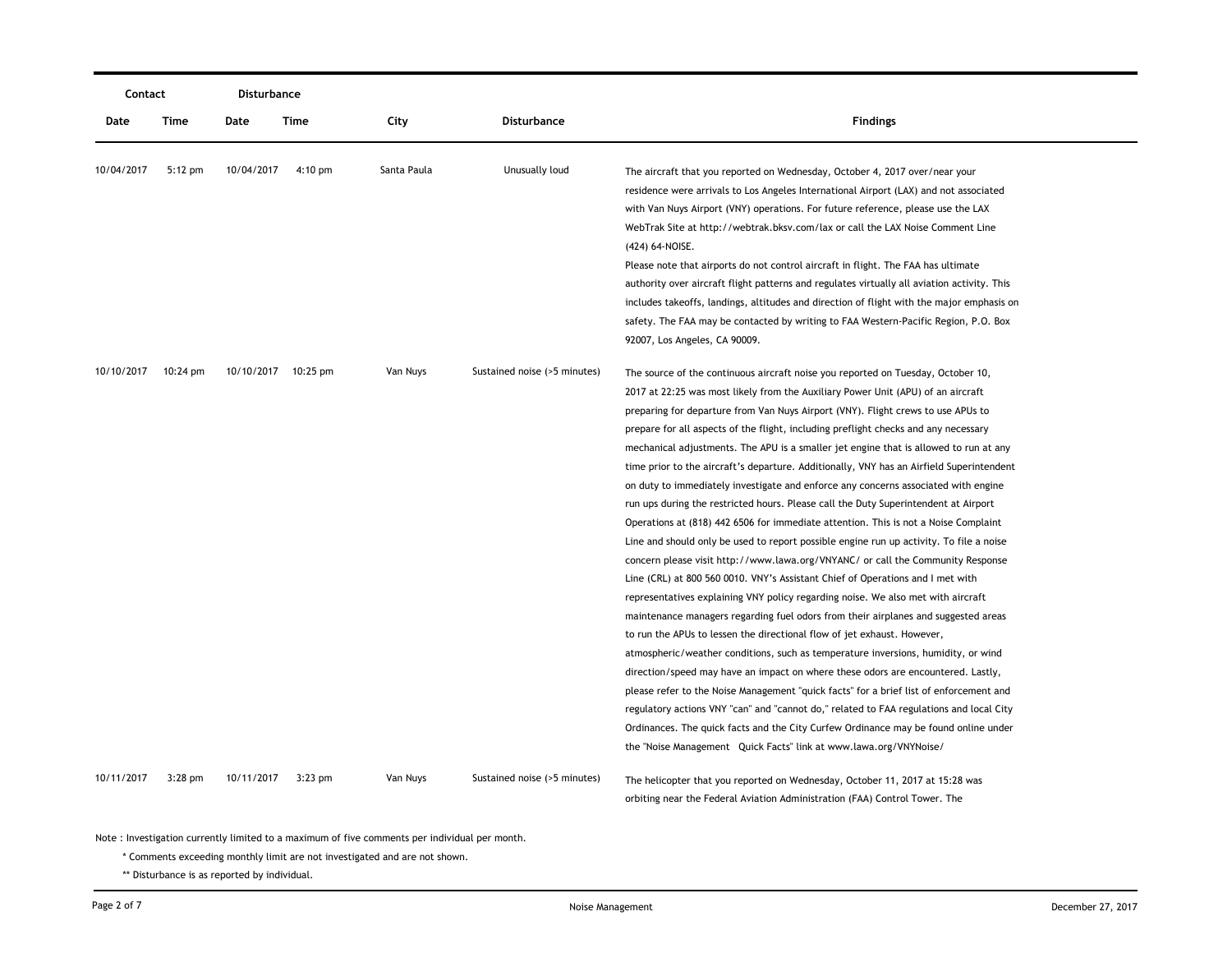| Contact | | Disturbance | | | | |
|---|---|---|---|---|---|---|
| Date | Time | Date | Time | City | Disturbance | Findings |
| 10/04/2017 | 5:12 pm | 10/04/2017 | 4:10 pm | Santa Paula | Unusually loud | The aircraft that you reported on Wednesday, October 4, 2017 over/near your residence were arrivals to Los Angeles International Airport (LAX) and not associated with Van Nuys Airport (VNY) operations. For future reference, please use the LAX WebTrak Site at http://webtrak.bksv.com/lax or call the LAX Noise Comment Line (424) 64-NOISE. Please note that airports do not control aircraft in flight. The FAA has ultimate authority over aircraft flight patterns and regulates virtually all aviation activity. This includes takeoffs, landings, altitudes and direction of flight with the major emphasis on safety. The FAA may be contacted by writing to FAA Western-Pacific Region, P.O. Box 92007, Los Angeles, CA 90009. |
| 10/10/2017 | 10:24 pm | 10/10/2017 | 10:25 pm | Van Nuys | Sustained noise (>5 minutes) | The source of the continuous aircraft noise you reported on Tuesday, October 10, 2017 at 22:25 was most likely from the Auxiliary Power Unit (APU) of an aircraft preparing for departure from Van Nuys Airport (VNY). Flight crews to use APUs to prepare for all aspects of the flight, including preflight checks and any necessary mechanical adjustments. The APU is a smaller jet engine that is allowed to run at any time prior to the aircraft's departure. Additionally, VNY has an Airfield Superintendent on duty to immediately investigate and enforce any concerns associated with engine run ups during the restricted hours. Please call the Duty Superintendent at Airport Operations at (818) 442 6506 for immediate attention. This is not a Noise Complaint Line and should only be used to report possible engine run up activity. To file a noise concern please visit http://www.lawa.org/VNYANC/ or call the Community Response Line (CRL) at 800 560 0010. VNY's Assistant Chief of Operations and I met with representatives explaining VNY policy regarding noise. We also met with aircraft maintenance managers regarding fuel odors from their airplanes and suggested areas to run the APUs to lessen the directional flow of jet exhaust. However, atmospheric/weather conditions, such as temperature inversions, humidity, or wind direction/speed may have an impact on where these odors are encountered. Lastly, please refer to the Noise Management "quick facts" for a brief list of enforcement and regulatory actions VNY "can" and "cannot do," related to FAA regulations and local City Ordinances. The quick facts and the City Curfew Ordinance may be found online under the "Noise Management Quick Facts" link at www.lawa.org/VNYNoise/ |
| 10/11/2017 | 3:28 pm | 10/11/2017 | 3:23 pm | Van Nuys | Sustained noise (>5 minutes) | The helicopter that you reported on Wednesday, October 11, 2017 at 15:28 was orbiting near the Federal Aviation Administration (FAA) Control Tower. The |

Note : Investigation currently limited to a maximum of five comments per individual per month.

* Comments exceeding monthly limit are not investigated and are not shown.

** Disturbance is as reported by individual.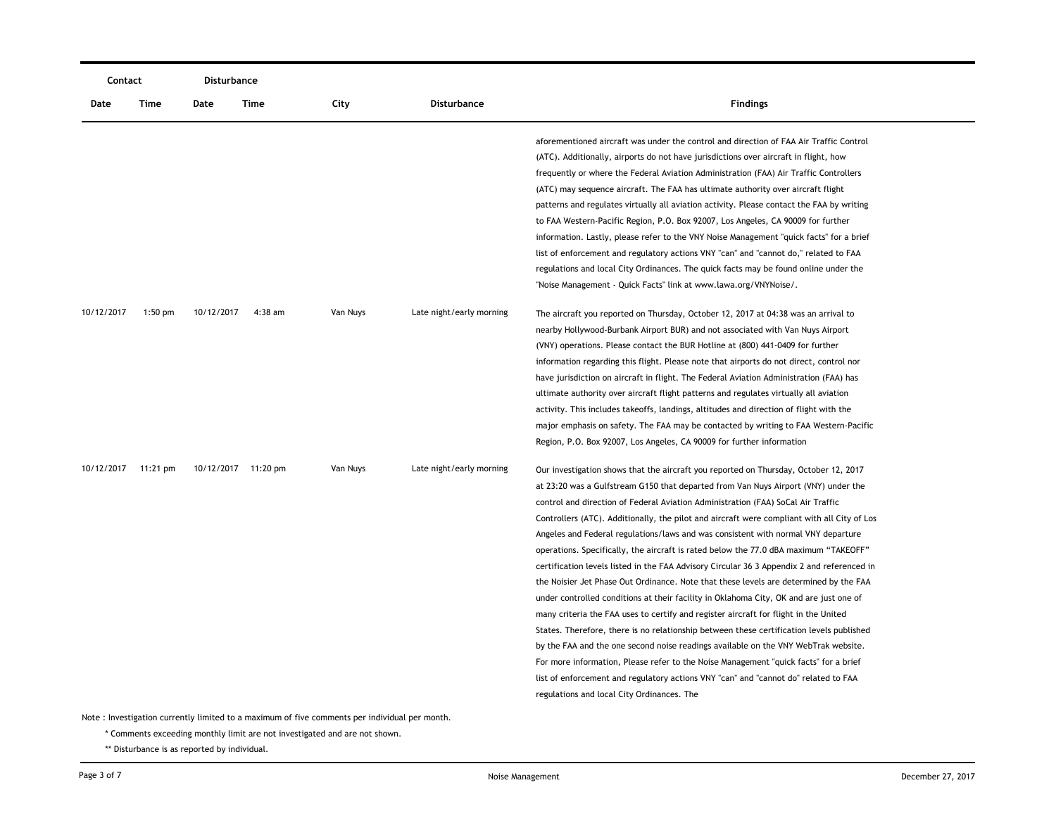| Contact | | Disturbance | | | | |
|---|---|---|---|---|---|---|
| Date | Time | Date | Time | City | Disturbance | Findings |
| | | | | | | aforementioned aircraft was under the control and direction of FAA Air Traffic Control (ATC). Additionally, airports do not have jurisdictions over aircraft in flight, how frequently or where the Federal Aviation Administration (FAA) Air Traffic Controllers (ATC) may sequence aircraft. The FAA has ultimate authority over aircraft flight patterns and regulates virtually all aviation activity. Please contact the FAA by writing to FAA Western-Pacific Region, P.O. Box 92007, Los Angeles, CA 90009 for further information. Lastly, please refer to the VNY Noise Management "quick facts" for a brief list of enforcement and regulatory actions VNY "can" and "cannot do," related to FAA regulations and local City Ordinances. The quick facts may be found online under the "Noise Management - Quick Facts" link at www.lawa.org/VNYNoise/. |
| 10/12/2017 | 1:50 pm | 10/12/2017 | 4:38 am | Van Nuys | Late night/early morning | The aircraft you reported on Thursday, October 12, 2017 at 04:38 was an arrival to nearby Hollywood-Burbank Airport BUR) and not associated with Van Nuys Airport (VNY) operations. Please contact the BUR Hotline at (800) 441-0409 for further information regarding this flight. Please note that airports do not direct, control nor have jurisdiction on aircraft in flight. The Federal Aviation Administration (FAA) has ultimate authority over aircraft flight patterns and regulates virtually all aviation activity. This includes takeoffs, landings, altitudes and direction of flight with the major emphasis on safety. The FAA may be contacted by writing to FAA Western-Pacific Region, P.O. Box 92007, Los Angeles, CA 90009 for further information |
| 10/12/2017 | 11:21 pm | 10/12/2017 | 11:20 pm | Van Nuys | Late night/early morning | Our investigation shows that the aircraft you reported on Thursday, October 12, 2017 at 23:20 was a Gulfstream G150 that departed from Van Nuys Airport (VNY) under the control and direction of Federal Aviation Administration (FAA) SoCal Air Traffic Controllers (ATC). Additionally, the pilot and aircraft were compliant with all City of Los Angeles and Federal regulations/laws and was consistent with normal VNY departure operations. Specifically, the aircraft is rated below the 77.0 dBA maximum "TAKEOFF" certification levels listed in the FAA Advisory Circular 36 3 Appendix 2 and referenced in the Noisier Jet Phase Out Ordinance. Note that these levels are determined by the FAA under controlled conditions at their facility in Oklahoma City, OK and are just one of many criteria the FAA uses to certify and register aircraft for flight in the United States. Therefore, there is no relationship between these certification levels published by the FAA and the one second noise readings available on the VNY WebTrak website. For more information, Please refer to the Noise Management "quick facts" for a brief list of enforcement and regulatory actions VNY "can" and "cannot do" related to FAA regulations and local City Ordinances. The |

Note : Investigation currently limited to a maximum of five comments per individual per month.

\* Comments exceeding monthly limit are not investigated and are not shown.

\*\* Disturbance is as reported by individual.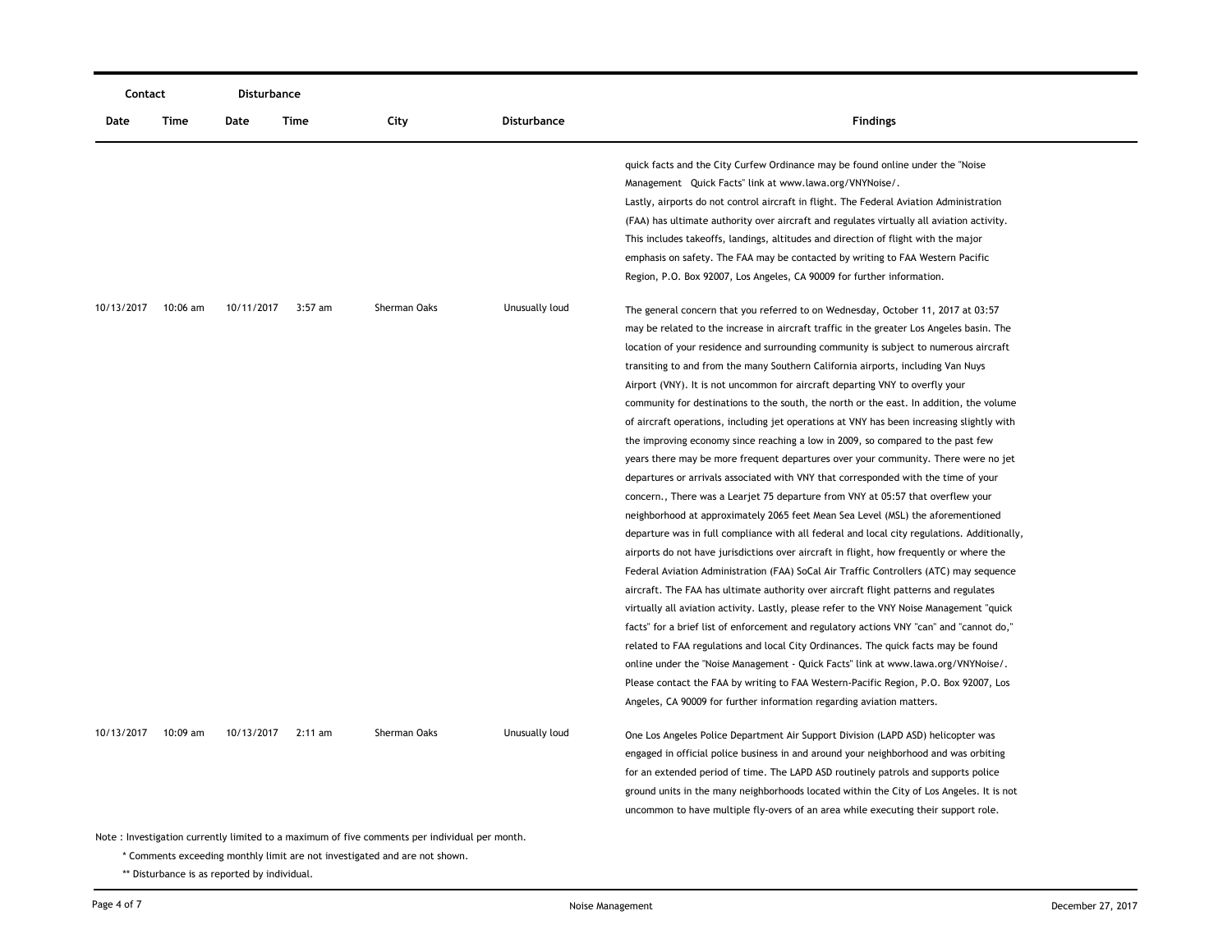| Contact | | Disturbance | | | | |
|---|---|---|---|---|---|---|
| Date | Time | Date | Time | City | Disturbance | Findings |
| | | | | | | quick facts and the City Curfew Ordinance may be found online under the "Noise Management Quick Facts" link at www.lawa.org/VNYNoise/. Lastly, airports do not control aircraft in flight. The Federal Aviation Administration (FAA) has ultimate authority over aircraft and regulates virtually all aviation activity. This includes takeoffs, landings, altitudes and direction of flight with the major emphasis on safety. The FAA may be contacted by writing to FAA Western Pacific Region, P.O. Box 92007, Los Angeles, CA 90009 for further information. |
| 10/13/2017 | 10:06 am | 10/11/2017 | 3:57 am | Sherman Oaks | Unusually loud | The general concern that you referred to on Wednesday, October 11, 2017 at 03:57 may be related to the increase in aircraft traffic in the greater Los Angeles basin. The location of your residence and surrounding community is subject to numerous aircraft transiting to and from the many Southern California airports, including Van Nuys Airport (VNY). It is not uncommon for aircraft departing VNY to overfly your community for destinations to the south, the north or the east. In addition, the volume of aircraft operations, including jet operations at VNY has been increasing slightly with the improving economy since reaching a low in 2009, so compared to the past few years there may be more frequent departures over your community. There were no jet departures or arrivals associated with VNY that corresponded with the time of your concern., There was a Learjet 75 departure from VNY at 05:57 that overflew your neighborhood at approximately 2065 feet Mean Sea Level (MSL) the aforementioned departure was in full compliance with all federal and local city regulations. Additionally, airports do not have jurisdictions over aircraft in flight, how frequently or where the Federal Aviation Administration (FAA) SoCal Air Traffic Controllers (ATC) may sequence aircraft. The FAA has ultimate authority over aircraft flight patterns and regulates virtually all aviation activity. Lastly, please refer to the VNY Noise Management "quick facts" for a brief list of enforcement and regulatory actions VNY "can" and "cannot do," related to FAA regulations and local City Ordinances. The quick facts may be found online under the "Noise Management - Quick Facts" link at www.lawa.org/VNYNoise/. Please contact the FAA by writing to FAA Western-Pacific Region, P.O. Box 92007, Los Angeles, CA 90009 for further information regarding aviation matters. |
| 10/13/2017 | 10:09 am | 10/13/2017 | 2:11 am | Sherman Oaks | Unusually loud | One Los Angeles Police Department Air Support Division (LAPD ASD) helicopter was engaged in official police business in and around your neighborhood and was orbiting for an extended period of time. The LAPD ASD routinely patrols and supports police ground units in the many neighborhoods located within the City of Los Angeles. It is not uncommon to have multiple fly-overs of an area while executing their support role. |

Note : Investigation currently limited to a maximum of five comments per individual per month.

\* Comments exceeding monthly limit are not investigated and are not shown.

\*\* Disturbance is as reported by individual.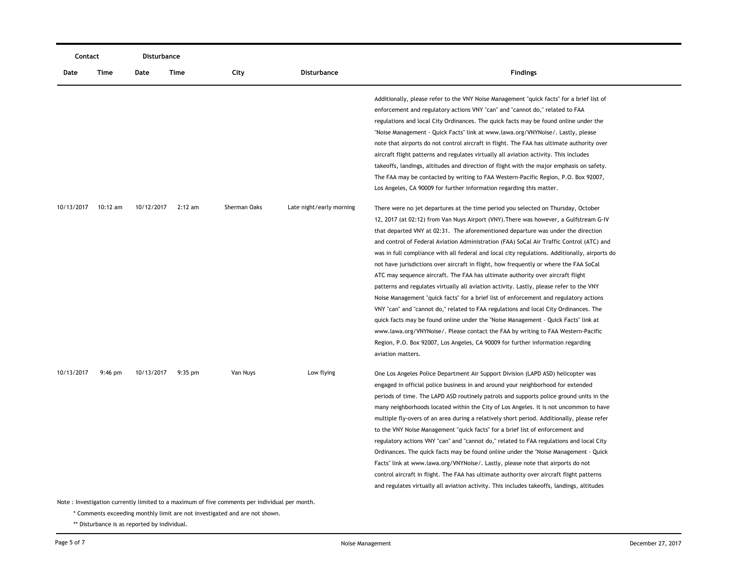| Contact | | Disturbance | | | | |
|---|---|---|---|---|---|---|
| Date | Time | Date | Time | City | Disturbance | Findings |
| | | | | | | Additionally, please refer to the VNY Noise Management "quick facts" for a brief list of enforcement and regulatory actions VNY "can" and "cannot do," related to FAA regulations and local City Ordinances. The quick facts may be found online under the "Noise Management - Quick Facts" link at www.lawa.org/VNYNoise/. Lastly, please note that airports do not control aircraft in flight. The FAA has ultimate authority over aircraft flight patterns and regulates virtually all aviation activity. This includes takeoffs, landings, altitudes and direction of flight with the major emphasis on safety. The FAA may be contacted by writing to FAA Western-Pacific Region, P.O. Box 92007, Los Angeles, CA 90009 for further information regarding this matter. |
| 10/13/2017 | 10:12 am | 10/12/2017 | 2:12 am | Sherman Oaks | Late night/early morning | There were no jet departures at the time period you selected on Thursday, October 12, 2017 (at 02:12) from Van Nuys Airport (VNY).There was however, a Gulfstream G-IV that departed VNY at 02:31. The aforementioned departure was under the direction and control of Federal Aviation Administration (FAA) SoCal Air Traffic Control (ATC) and was in full compliance with all federal and local city regulations. Additionally, airports do not have jurisdictions over aircraft in flight, how frequently or where the FAA SoCal ATC may sequence aircraft. The FAA has ultimate authority over aircraft flight patterns and regulates virtually all aviation activity. Lastly, please refer to the VNY Noise Management "quick facts" for a brief list of enforcement and regulatory actions VNY "can" and "cannot do," related to FAA regulations and local City Ordinances. The quick facts may be found online under the "Noise Management - Quick Facts" link at www.lawa.org/VNYNoise/. Please contact the FAA by writing to FAA Western-Pacific Region, P.O. Box 92007, Los Angeles, CA 90009 for further information regarding aviation matters. |
| 10/13/2017 | 9:46 pm | 10/13/2017 | 9:35 pm | Van Nuys | Low flying | One Los Angeles Police Department Air Support Division (LAPD ASD) helicopter was engaged in official police business in and around your neighborhood for extended periods of time. The LAPD ASD routinely patrols and supports police ground units in the many neighborhoods located within the City of Los Angeles. It is not uncommon to have multiple fly-overs of an area during a relatively short period. Additionally, please refer to the VNY Noise Management "quick facts" for a brief list of enforcement and regulatory actions VNY "can" and "cannot do," related to FAA regulations and local City Ordinances. The quick facts may be found online under the "Noise Management - Quick Facts" link at www.lawa.org/VNYNoise/. Lastly, please note that airports do not control aircraft in flight. The FAA has ultimate authority over aircraft flight patterns and regulates virtually all aviation activity. This includes takeoffs, landings, altitudes |

Note : Investigation currently limited to a maximum of five comments per individual per month.

\* Comments exceeding monthly limit are not investigated and are not shown.

\*\* Disturbance is as reported by individual.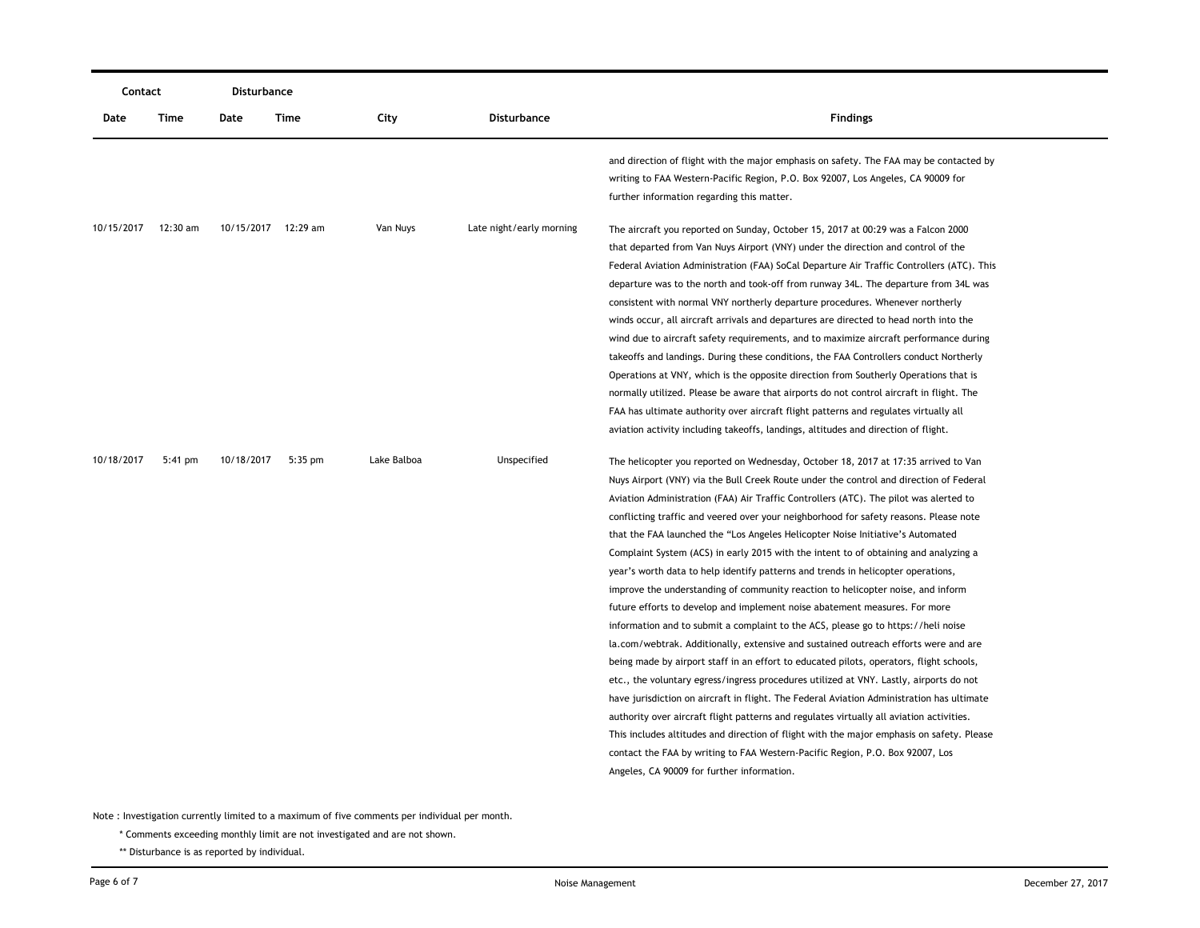| Contact | | Disturbance | | | | |
|---|---|---|---|---|---|---|
| Date | Time | Date | Time | City | Disturbance | Findings |
| | | | | | | and direction of flight with the major emphasis on safety. The FAA may be contacted by writing to FAA Western-Pacific Region, P.O. Box 92007, Los Angeles, CA 90009 for further information regarding this matter. |
| 10/15/2017 | 12:30 am | 10/15/2017 | 12:29 am | Van Nuys | Late night/early morning | The aircraft you reported on Sunday, October 15, 2017 at 00:29 was a Falcon 2000 that departed from Van Nuys Airport (VNY) under the direction and control of the Federal Aviation Administration (FAA) SoCal Departure Air Traffic Controllers (ATC). This departure was to the north and took-off from runway 34L. The departure from 34L was consistent with normal VNY northerly departure procedures. Whenever northerly winds occur, all aircraft arrivals and departures are directed to head north into the wind due to aircraft safety requirements, and to maximize aircraft performance during takeoffs and landings. During these conditions, the FAA Controllers conduct Northerly Operations at VNY, which is the opposite direction from Southerly Operations that is normally utilized. Please be aware that airports do not control aircraft in flight. The FAA has ultimate authority over aircraft flight patterns and regulates virtually all aviation activity including takeoffs, landings, altitudes and direction of flight. |
| 10/18/2017 | 5:41 pm | 10/18/2017 | 5:35 pm | Lake Balboa | Unspecified | The helicopter you reported on Wednesday, October 18, 2017 at 17:35 arrived to Van Nuys Airport (VNY) via the Bull Creek Route under the control and direction of Federal Aviation Administration (FAA) Air Traffic Controllers (ATC). The pilot was alerted to conflicting traffic and veered over your neighborhood for safety reasons. Please note that the FAA launched the "Los Angeles Helicopter Noise Initiative's Automated Complaint System (ACS) in early 2015 with the intent to of obtaining and analyzing a year's worth data to help identify patterns and trends in helicopter operations, improve the understanding of community reaction to helicopter noise, and inform future efforts to develop and implement noise abatement measures. For more information and to submit a complaint to the ACS, please go to https://heli noise la.com/webtrak. Additionally, extensive and sustained outreach efforts were and are being made by airport staff in an effort to educated pilots, operators, flight schools, etc., the voluntary egress/ingress procedures utilized at VNY. Lastly, airports do not have jurisdiction on aircraft in flight. The Federal Aviation Administration has ultimate authority over aircraft flight patterns and regulates virtually all aviation activities. This includes altitudes and direction of flight with the major emphasis on safety. Please contact the FAA by writing to FAA Western-Pacific Region, P.O. Box 92007, Los Angeles, CA 90009 for further information. |

Note : Investigation currently limited to a maximum of five comments per individual per month.

\* Comments exceeding monthly limit are not investigated and are not shown.

\*\* Disturbance is as reported by individual.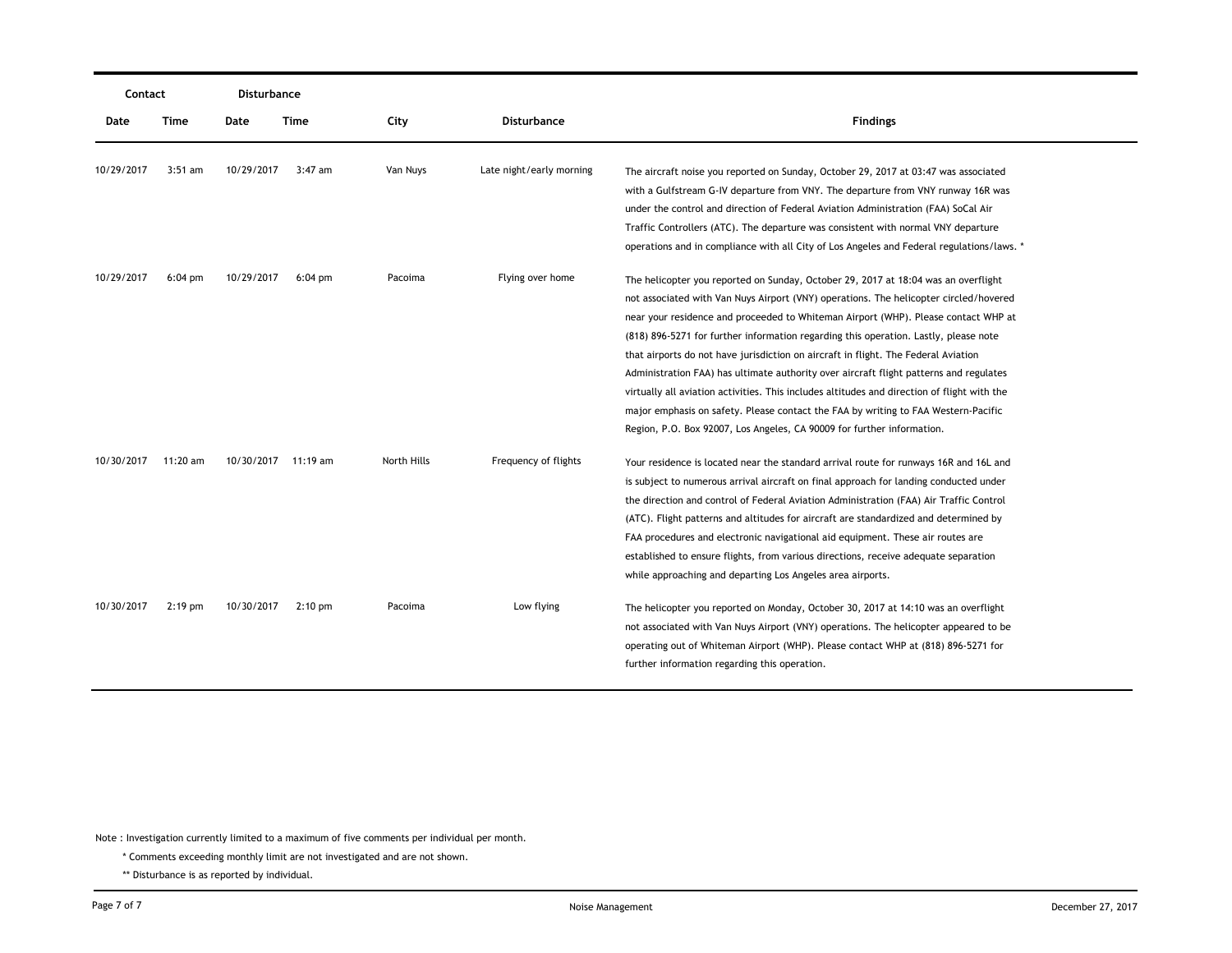| Contact | | Disturbance | | | | |
| --- | --- | --- | --- | --- | --- | --- |
| Date | Time | Date | Time | City | Disturbance | Findings |
| 10/29/2017 | 3:51 am | 10/29/2017 | 3:47 am | Van Nuys | Late night/early morning | The aircraft noise you reported on Sunday, October 29, 2017 at 03:47 was associated with a Gulfstream G-IV departure from VNY. The departure from VNY runway 16R was under the control and direction of Federal Aviation Administration (FAA) SoCal Air Traffic Controllers (ATC). The departure was consistent with normal VNY departure operations and in compliance with all City of Los Angeles and Federal regulations/laws. * |
| 10/29/2017 | 6:04 pm | 10/29/2017 | 6:04 pm | Pacoima | Flying over home | The helicopter you reported on Sunday, October 29, 2017 at 18:04 was an overflight not associated with Van Nuys Airport (VNY) operations. The helicopter circled/hovered near your residence and proceeded to Whiteman Airport (WHP). Please contact WHP at (818) 896-5271 for further information regarding this operation. Lastly, please note that airports do not have jurisdiction on aircraft in flight. The Federal Aviation Administration FAA) has ultimate authority over aircraft flight patterns and regulates virtually all aviation activities. This includes altitudes and direction of flight with the major emphasis on safety. Please contact the FAA by writing to FAA Western-Pacific Region, P.O. Box 92007, Los Angeles, CA 90009 for further information. |
| 10/30/2017 | 11:20 am | 10/30/2017 | 11:19 am | North Hills | Frequency of flights | Your residence is located near the standard arrival route for runways 16R and 16L and is subject to numerous arrival aircraft on final approach for landing conducted under the direction and control of Federal Aviation Administration (FAA) Air Traffic Control (ATC). Flight patterns and altitudes for aircraft are standardized and determined by FAA procedures and electronic navigational aid equipment. These air routes are established to ensure flights, from various directions, receive adequate separation while approaching and departing Los Angeles area airports. |
| 10/30/2017 | 2:19 pm | 10/30/2017 | 2:10 pm | Pacoima | Low flying | The helicopter you reported on Monday, October 30, 2017 at 14:10 was an overflight not associated with Van Nuys Airport (VNY) operations. The helicopter appeared to be operating out of Whiteman Airport (WHP). Please contact WHP at (818) 896-5271 for further information regarding this operation. |

Note : Investigation currently limited to a maximum of five comments per individual per month.

\* Comments exceeding monthly limit are not investigated and are not shown.

\*\* Disturbance is as reported by individual.